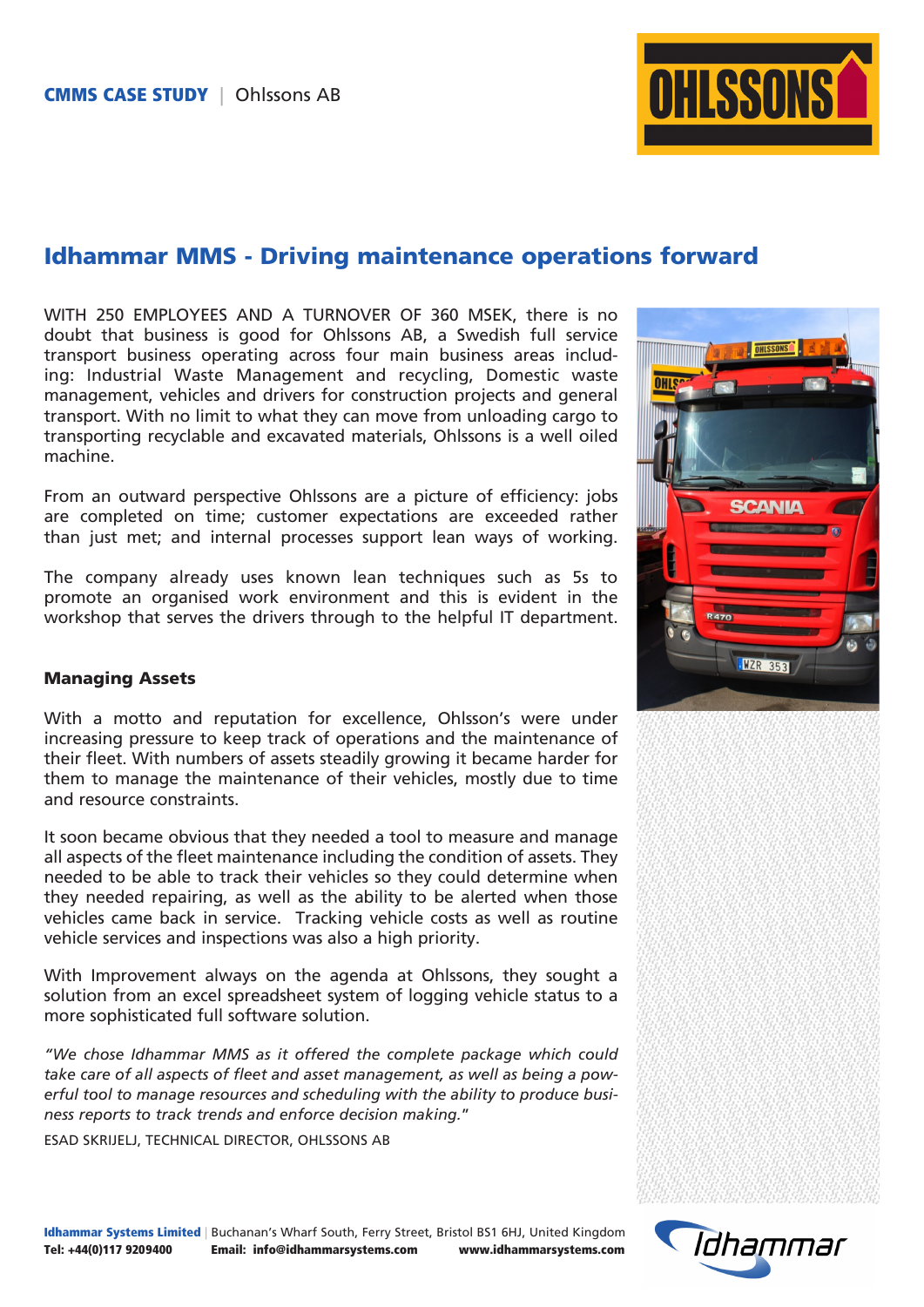**CMMS CASE STUDY** | Ohlssons AB

# Idhammar MMS - Driving maintenance operations forward

WITH 250 EMPLOYEES AND A TURNOVER OF 360 MSEK, there is no doubt that business is good for Ohlssons AB, a Swedish full service transport business operating across four main business areas including: Industrial Waste Management and recycling, Domestic waste management, vehicles and drivers for construction projects and general transport. With no limit to what they can move from unloading cargo to transporting recyclable and excavated materials, Ohlssons is a well oiled machine.

From an outward perspective Ohlssons are a picture of efficiency: jobs are completed on time; customer expectations are exceeded rather than just met; and internal processes support lean ways of working.

The company already uses known lean techniques such as 5s to promote an organised work environment and this is evident in the workshop that serves the drivers through to the helpful IT department.

### Managing Assets

With a motto and reputation for excellence, Ohlsson's were under increasing pressure to keep track of operations and the maintenance of their fleet. With numbers of assets steadily growing it became harder for them to manage the maintenance of their vehicles, mostly due to time and resource constraints.

It soon became obvious that they needed a tool to measure and manage all aspects of the fleet maintenance including the condition of assets. They needed to be able to track their vehicles so they could determine when they needed repairing, as well as the ability to be alerted when those vehicles came back in service. Tracking vehicle costs as well as routine vehicle services and inspections was also a high priority.

With Improvement always on the agenda at Ohlssons, they sought a solution from an excel spreadsheet system of logging vehicle status to a more sophisticated full software solution.

*"We chose Idhammar MMS as it offered the complete package which could take care of all aspects of fleet and asset management, as well as being a powerful tool to manage resources and scheduling with the ability to produce business reports to track trends and enforce decision making."*

ESAD SKRIJELJ, TECHNICAL DIRECTOR, OHLSSONS AB

**Idhammar Systems Limited** | Buchanan's Wharf South, Ferry Street, Bristol BS1 6HJ, United Kingdom
**Tel: +44(0)117 9209400** **Email: info@idhammarsystems.com** **www.idhammarsystems.com**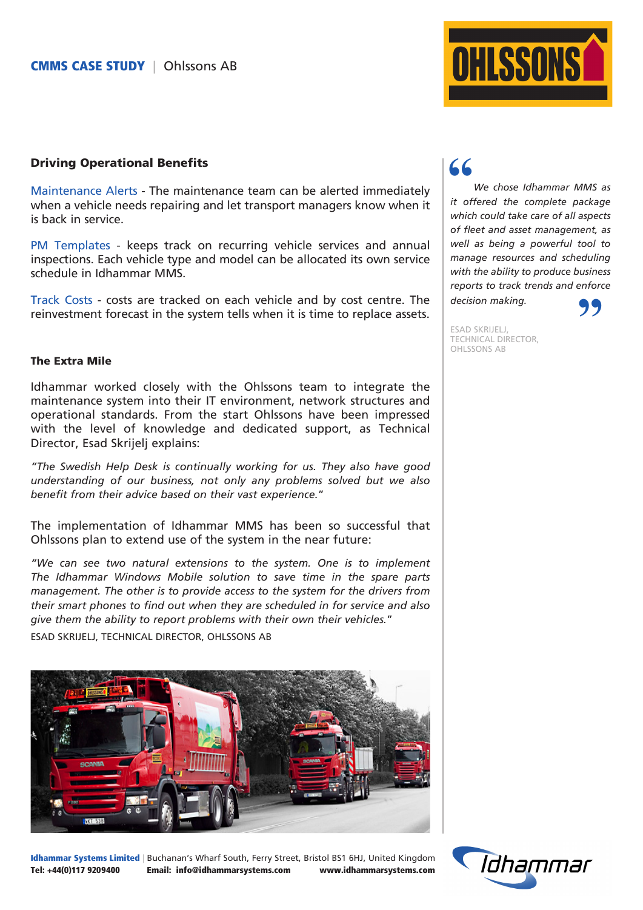CMMS CASE STUDY | Ohlssons AB

## Driving Operational Benefits

Maintenance Alerts - The maintenance team can be alerted immediately when a vehicle needs repairing and let transport managers know when it is back in service.

PM Templates - keeps track on recurring vehicle services and annual inspections. Each vehicle type and model can be allocated its own service schedule in Idhammar MMS.

Track Costs - costs are tracked on each vehicle and by cost centre. The reinvestment forecast in the system tells when it is time to replace assets.

## The Extra Mile

Idhammar worked closely with the Ohlssons team to integrate the maintenance system into their IT environment, network structures and operational standards. From the start Ohlssons have been impressed with the level of knowledge and dedicated support, as Technical Director, Esad Skrijelj explains:

*"The Swedish Help Desk is continually working for us. They also have good understanding of our business, not only any problems solved but we also benefit from their advice based on their vast experience."*

The implementation of Idhammar MMS has been so successful that Ohlssons plan to extend use of the system in the near future:

*"We can see two natural extensions to the system. One is to implement The Idhammar Windows Mobile solution to save time in the spare parts management. The other is to provide access to the system for the drivers from their smart phones to find out when they are scheduled in for service and also give them the ability to report problems with their own their vehicles."*

ESAD SKRIJELJ, TECHNICAL DIRECTOR, OHLSSONS AB

> *We chose Idhammar MMS as it offered the complete package which could take care of all aspects of fleet and asset management, as well as being a powerful tool to manage resources and scheduling with the ability to produce business reports to track trends and enforce decision making.*

ESAD SKRIJELJ,
TECHNICAL DIRECTOR,
OHLSSONS AB

**Idhammar Systems Limited** | Buchanan's Wharf South, Ferry Street, Bristol BS1 6HJ, United Kingdom
**Tel: +44(0)117 9209400** **Email: info@idhammarsystems.com** **www.idhammarsystems.com**